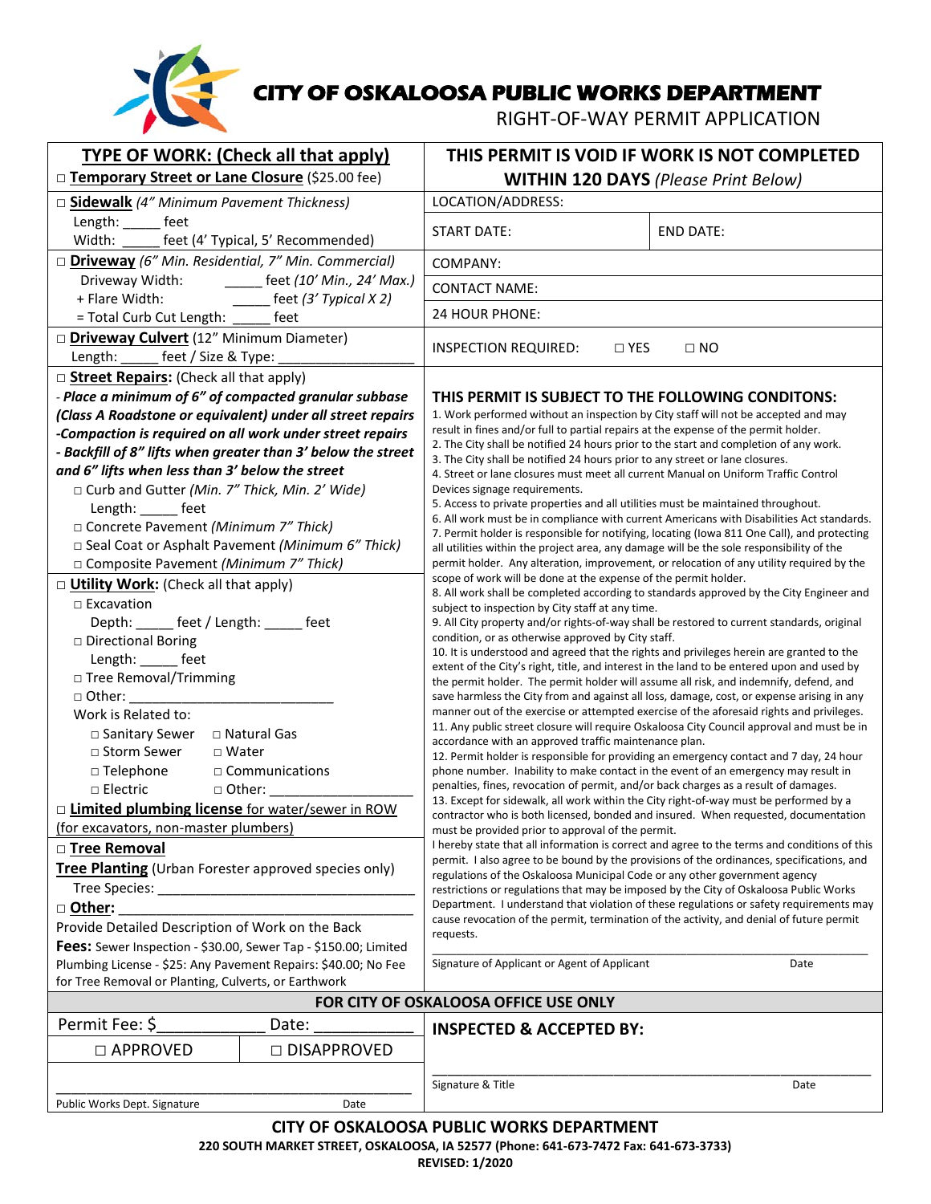# CITY OF OSKALOOSA PUBLIC WORKS DEPARTMENT

## RIGHT-OF-WAY PERMIT APPLICATION

### TYPE OF WORK: (Check all that apply)

□ **Temporary Street or Lane Closure** ($25.00 fee)

□ **Sidewalk** *(4" Minimum Pavement Thickness)*
Length: _____ feet
Width: _____ feet (4' Typical, 5' Recommended)

□ **Driveway** *(6" Min. Residential, 7" Min. Commercial)*
Driveway Width: _____ feet *(10' Min., 24' Max.)*
+ Flare Width: _____ feet *(3' Typical X 2)*
= Total Curb Cut Length: _____ feet

□ **Driveway Culvert** (12" Minimum Diameter)
Length: _____ feet / Size & Type: _________________

□ **Street Repairs:** (Check all that apply)

*- Place a minimum of 6" of compacted granular subbase (Class A Roadstone or equivalent) under all street repairs*
*-Compaction is required on all work under street repairs*
*- Backfill of 8" lifts when greater than 3' below the street and 6" lifts when less than 3' below the street*

□ Curb and Gutter *(Min. 7" Thick, Min. 2' Wide)*
Length: _____ feet
□ Concrete Pavement *(Minimum 7" Thick)*
□ Seal Coat or Asphalt Pavement *(Minimum 6" Thick)*
□ Composite Pavement *(Minimum 7" Thick)*

□ **Utility Work:** (Check all that apply)
□ Excavation
Depth: _____ feet / Length: _____ feet
□ Directional Boring
Length: _____ feet
□ Tree Removal/Trimming
□ Other: ___________________________

Work is Related to:

□ Sanitary Sewer □ Natural Gas
□ Storm Sewer □ Water
□ Telephone □ Communications
□ Electric □ Other: _________________

□ **Limited plumbing license** for water/sewer in ROW (for excavators, non-master plumbers)

□ **Tree Removal**
**Tree Planting** (Urban Forester approved species only)
Tree Species: ___________________________________

□ **Other:** ______________________________________

Provide Detailed Description of Work on the Back

**Fees:** Sewer Inspection - $30.00, Sewer Tap - $150.00; Limited Plumbing License - $25: Any Pavement Repairs: $40.00; No Fee for Tree Removal or Planting, Culverts, or Earthwork

### THIS PERMIT IS VOID IF WORK IS NOT COMPLETED WITHIN 120 DAYS *(Please Print Below)*

| | |
|---|---|
| LOCATION/ADDRESS: | |
| START DATE: | END DATE: |
| COMPANY: | |
| CONTACT NAME: | |
| 24 HOUR PHONE: | |
| INSPECTION REQUIRED: □ YES □ NO | |

### THIS PERMIT IS SUBJECT TO THE FOLLOWING CONDITONS:

1. Work performed without an inspection by City staff will not be accepted and may result in fines and/or full to partial repairs at the expense of the permit holder.
2. The City shall be notified 24 hours prior to the start and completion of any work.
3. The City shall be notified 24 hours prior to any street or lane closures.
4. Street or lane closures must meet all current Manual on Uniform Traffic Control Devices signage requirements.
5. Access to private properties and all utilities must be maintained throughout.
6. All work must be in compliance with current Americans with Disabilities Act standards.
7. Permit holder is responsible for notifying, locating (Iowa 811 One Call), and protecting all utilities within the project area, any damage will be the sole responsibility of the permit holder. Any alteration, improvement, or relocation of any utility required by the scope of work will be done at the expense of the permit holder.
8. All work shall be completed according to standards approved by the City Engineer and subject to inspection by City staff at any time.
9. All City property and/or rights-of-way shall be restored to current standards, original condition, or as otherwise approved by City staff.
10. It is understood and agreed that the rights and privileges herein are granted to the extent of the City's right, title, and interest in the land to be entered upon and used by the permit holder. The permit holder will assume all risk, and indemnify, defend, and save harmless the City from and against all loss, damage, cost, or expense arising in any manner out of the exercise or attempted exercise of the aforesaid rights and privileges.
11. Any public street closure will require Oskaloosa City Council approval and must be in accordance with an approved traffic maintenance plan.
12. Permit holder is responsible for providing an emergency contact and 7 day, 24 hour phone number. Inability to make contact in the event of an emergency may result in penalties, fines, revocation of permit, and/or back charges as a result of damages.
13. Except for sidewalk, all work within the City right-of-way must be performed by a contractor who is both licensed, bonded and insured. When requested, documentation must be provided prior to approval of the permit.

I hereby state that all information is correct and agree to the terms and conditions of this permit. I also agree to be bound by the provisions of the ordinances, specifications, and regulations of the Oskaloosa Municipal Code or any other government agency restrictions or regulations that may be imposed by the City of Oskaloosa Public Works Department. I understand that violation of these regulations or safety requirements may cause revocation of the permit, termination of the activity, and denial of future permit requests.

_______________________________________________________________
Signature of Applicant or Agent of Applicant Date

### FOR CITY OF OSKALOOSA OFFICE USE ONLY

Permit Fee: $____________ Date: ____________

□ APPROVED □ DISAPPROVED

_______________________________________________
Public Works Dept. Signature Date

**INSPECTED & ACCEPTED BY:**

_______________________________________________________________
Signature & Title Date

**CITY OF OSKALOOSA PUBLIC WORKS DEPARTMENT**
**220 SOUTH MARKET STREET, OSKALOOSA, IA 52577 (Phone: 641-673-7472 Fax: 641-673-3733)**
**REVISED: 1/2020**